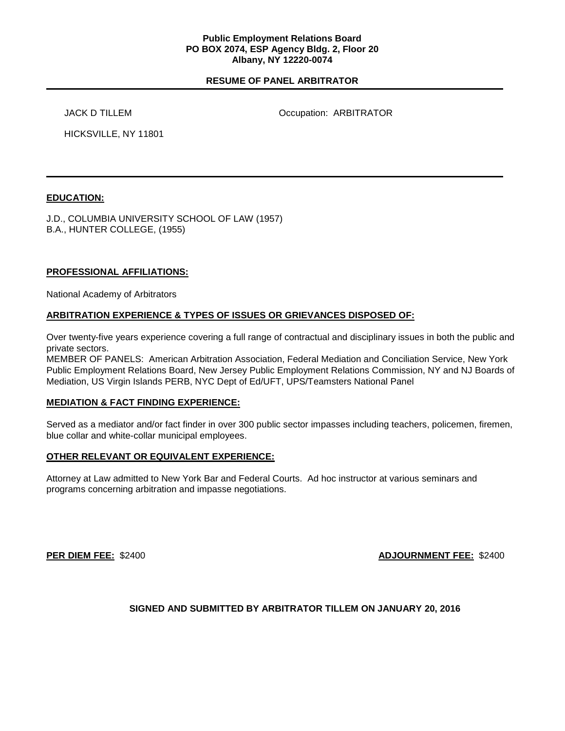**Public Employment Relations Board**
**PO BOX 2074, ESP Agency Bldg. 2, Floor 20**
**Albany, NY 12220-0074**

## RESUME OF PANEL ARBITRATOR

JACK D TILLEM

Occupation: ARBITRATOR

HICKSVILLE, NY 11801

---

### EDUCATION:

J.D., COLUMBIA UNIVERSITY SCHOOL OF LAW (1957)
B.A., HUNTER COLLEGE, (1955)

### PROFESSIONAL AFFILIATIONS:

National Academy of Arbitrators

### ARBITRATION EXPERIENCE & TYPES OF ISSUES OR GRIEVANCES DISPOSED OF:

Over twenty-five years experience covering a full range of contractual and disciplinary issues in both the public and private sectors.
MEMBER OF PANELS: American Arbitration Association, Federal Mediation and Conciliation Service, New York Public Employment Relations Board, New Jersey Public Employment Relations Commission, NY and NJ Boards of Mediation, US Virgin Islands PERB, NYC Dept of Ed/UFT, UPS/Teamsters National Panel

### MEDIATION & FACT FINDING EXPERIENCE:

Served as a mediator and/or fact finder in over 300 public sector impasses including teachers, policemen, firemen, blue collar and white-collar municipal employees.

### OTHER RELEVANT OR EQUIVALENT EXPERIENCE:

Attorney at Law admitted to New York Bar and Federal Courts. Ad hoc instructor at various seminars and programs concerning arbitration and impasse negotiations.

**PER DIEM FEE:** $2400

**ADJOURNMENT FEE:** $2400

**SIGNED AND SUBMITTED BY ARBITRATOR TILLEM ON JANUARY 20, 2016**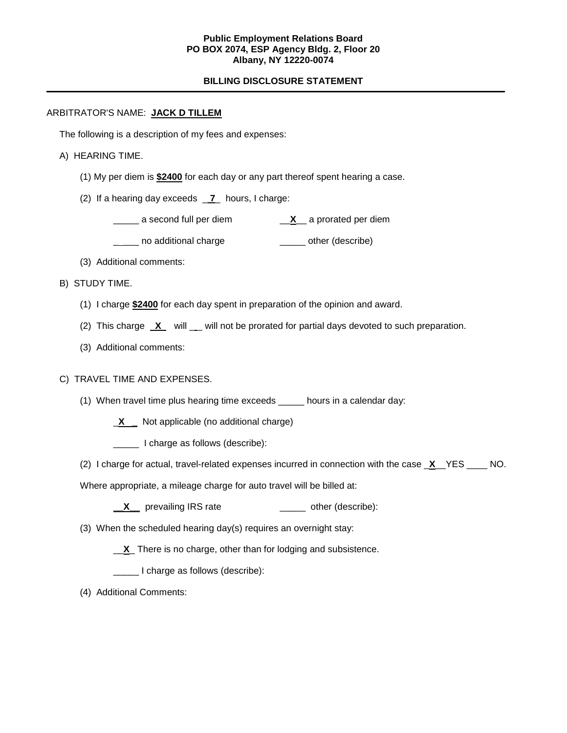**Public Employment Relations Board**
**PO BOX 2074, ESP Agency Bldg. 2, Floor 20**
**Albany, NY 12220-0074**

**BILLING DISCLOSURE STATEMENT**

---

ARBITRATOR'S NAME: **JACK D TILLEM**

The following is a description of my fees and expenses:

A) HEARING TIME.

(1) My per diem is **$2400** for each day or any part thereof spent hearing a case.

(2) If a hearing day exceeds __7__ hours, I charge:

_____ a second full per diem &nbsp;&nbsp;&nbsp;&nbsp; __X__ a prorated per diem

_____ no additional charge &nbsp;&nbsp;&nbsp;&nbsp; _____ other (describe)

(3) Additional comments:

B) STUDY TIME.

(1) I charge **$2400** for each day spent in preparation of the opinion and award.

(2) This charge __X__ will ___ will not be prorated for partial days devoted to such preparation.

(3) Additional comments:

C) TRAVEL TIME AND EXPENSES.

(1) When travel time plus hearing time exceeds _____ hours in a calendar day:

__X__ Not applicable (no additional charge)

_____ I charge as follows (describe):

(2) I charge for actual, travel-related expenses incurred in connection with the case __X__YES ____ NO.

Where appropriate, a mileage charge for auto travel will be billed at:

__X__ prevailing IRS rate &nbsp;&nbsp;&nbsp;&nbsp; _____ other (describe):

(3) When the scheduled hearing day(s) requires an overnight stay:

__X__ There is no charge, other than for lodging and subsistence.

_____ I charge as follows (describe):

(4) Additional Comments: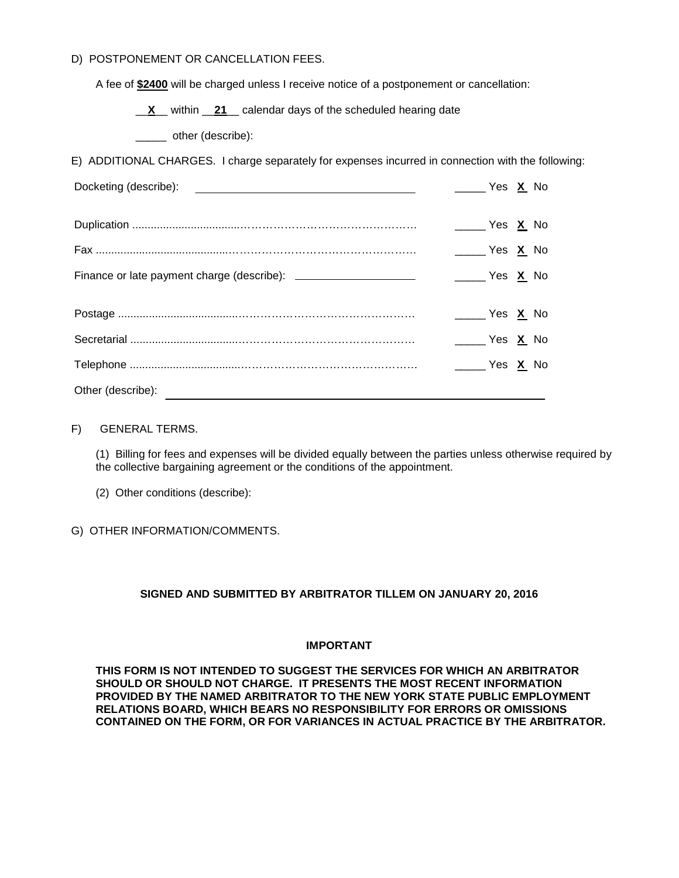D) POSTPONEMENT OR CANCELLATION FEES.

A fee of **$2400** will be charged unless I receive notice of a postponement or cancellation:

__**X**__ within __**21**__ calendar days of the scheduled hearing date

_____ other (describe):

E) ADDITIONAL CHARGES. I charge separately for expenses incurred in connection with the following:

| | |
|---|---|
| Docketing (describe): ____________________ | _____ Yes **X** No |
| Duplication | _____ Yes **X** No |
| Fax | _____ Yes **X** No |
| Finance or late payment charge (describe): ____________ | _____ Yes **X** No |
| Postage | _____ Yes **X** No |
| Secretarial | _____ Yes **X** No |
| Telephone | _____ Yes **X** No |
| Other (describe): ____________________ | |

F) GENERAL TERMS.

(1) Billing for fees and expenses will be divided equally between the parties unless otherwise required by the collective bargaining agreement or the conditions of the appointment.

(2) Other conditions (describe):

G) OTHER INFORMATION/COMMENTS.

**SIGNED AND SUBMITTED BY ARBITRATOR TILLEM ON JANUARY 20, 2016**

**IMPORTANT**

**THIS FORM IS NOT INTENDED TO SUGGEST THE SERVICES FOR WHICH AN ARBITRATOR SHOULD OR SHOULD NOT CHARGE. IT PRESENTS THE MOST RECENT INFORMATION PROVIDED BY THE NAMED ARBITRATOR TO THE NEW YORK STATE PUBLIC EMPLOYMENT RELATIONS BOARD, WHICH BEARS NO RESPONSIBILITY FOR ERRORS OR OMISSIONS CONTAINED ON THE FORM, OR FOR VARIANCES IN ACTUAL PRACTICE BY THE ARBITRATOR.**